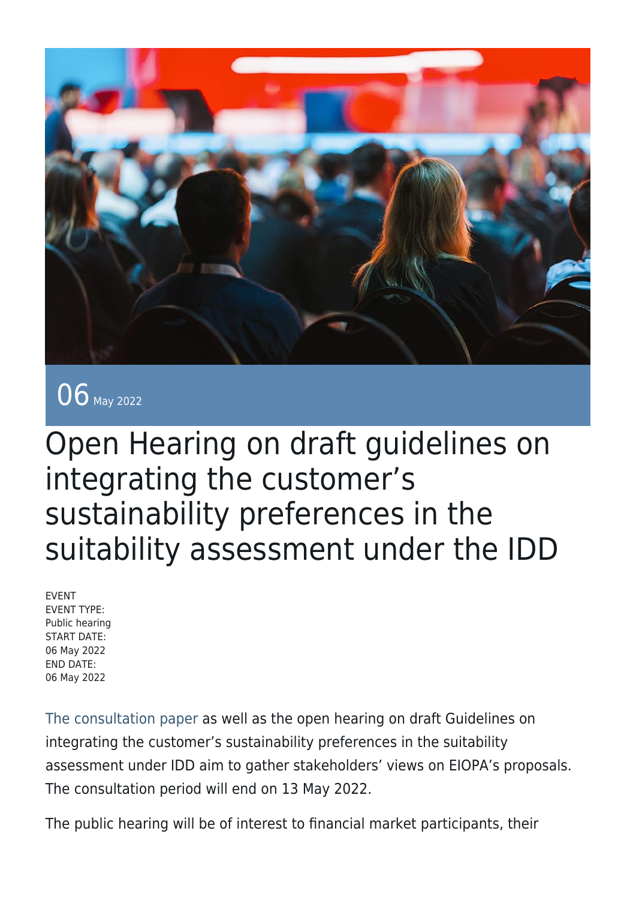06 May 2022

# Open Hearing on draft guidelines on integrating the customer's sustainability preferences in the suitability assessment under the IDD

EVENT
EVENT TYPE:
Public hearing
START DATE:
06 May 2022
END DATE:
06 May 2022

The consultation paper as well as the open hearing on draft Guidelines on integrating the customer's sustainability preferences in the suitability assessment under IDD aim to gather stakeholders' views on EIOPA's proposals. The consultation period will end on 13 May 2022.

The public hearing will be of interest to financial market participants, their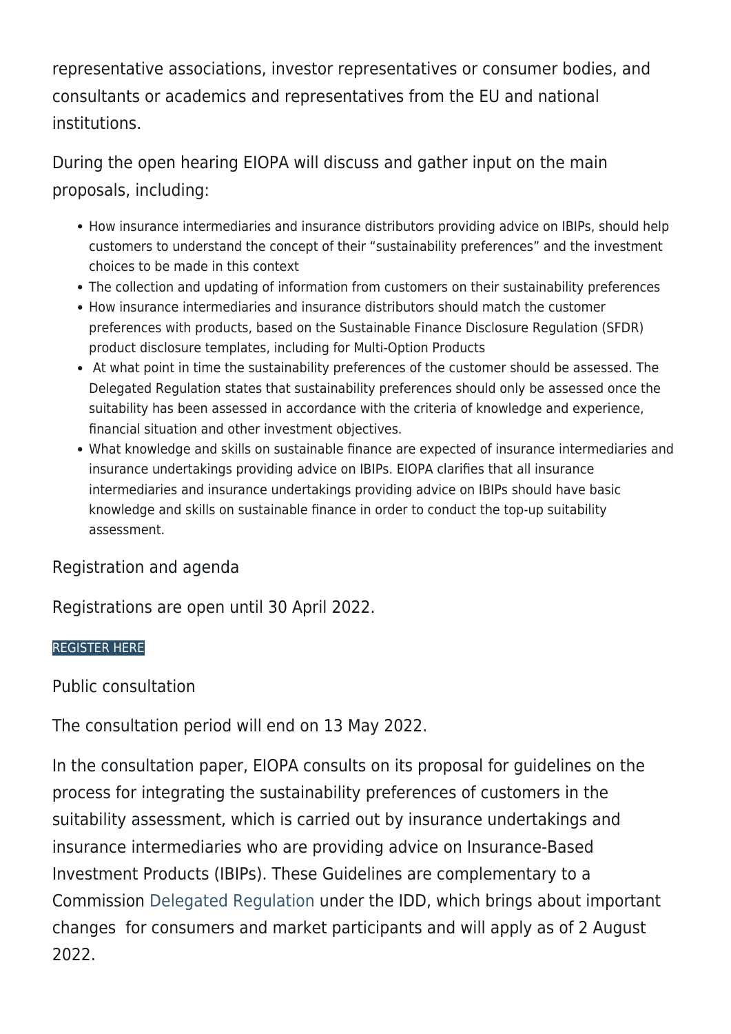representative associations, investor representatives or consumer bodies, and consultants or academics and representatives from the EU and national institutions.

During the open hearing EIOPA will discuss and gather input on the main proposals, including:

- How insurance intermediaries and insurance distributors providing advice on IBIPs, should help customers to understand the concept of their "sustainability preferences" and the investment choices to be made in this context
- The collection and updating of information from customers on their sustainability preferences
- How insurance intermediaries and insurance distributors should match the customer preferences with products, based on the Sustainable Finance Disclosure Regulation (SFDR) product disclosure templates, including for Multi-Option Products
- At what point in time the sustainability preferences of the customer should be assessed. The Delegated Regulation states that sustainability preferences should only be assessed once the suitability has been assessed in accordance with the criteria of knowledge and experience, financial situation and other investment objectives.
- What knowledge and skills on sustainable finance are expected of insurance intermediaries and insurance undertakings providing advice on IBIPs. EIOPA clarifies that all insurance intermediaries and insurance undertakings providing advice on IBIPs should have basic knowledge and skills on sustainable finance in order to conduct the top-up suitability assessment.

## Registration and agenda

Registrations are open until 30 April 2022.

REGISTER HERE

## Public consultation

The consultation period will end on 13 May 2022.

In the consultation paper, EIOPA consults on its proposal for guidelines on the process for integrating the sustainability preferences of customers in the suitability assessment, which is carried out by insurance undertakings and insurance intermediaries who are providing advice on Insurance-Based Investment Products (IBIPs). These Guidelines are complementary to a Commission Delegated Regulation under the IDD, which brings about important changes for consumers and market participants and will apply as of 2 August 2022.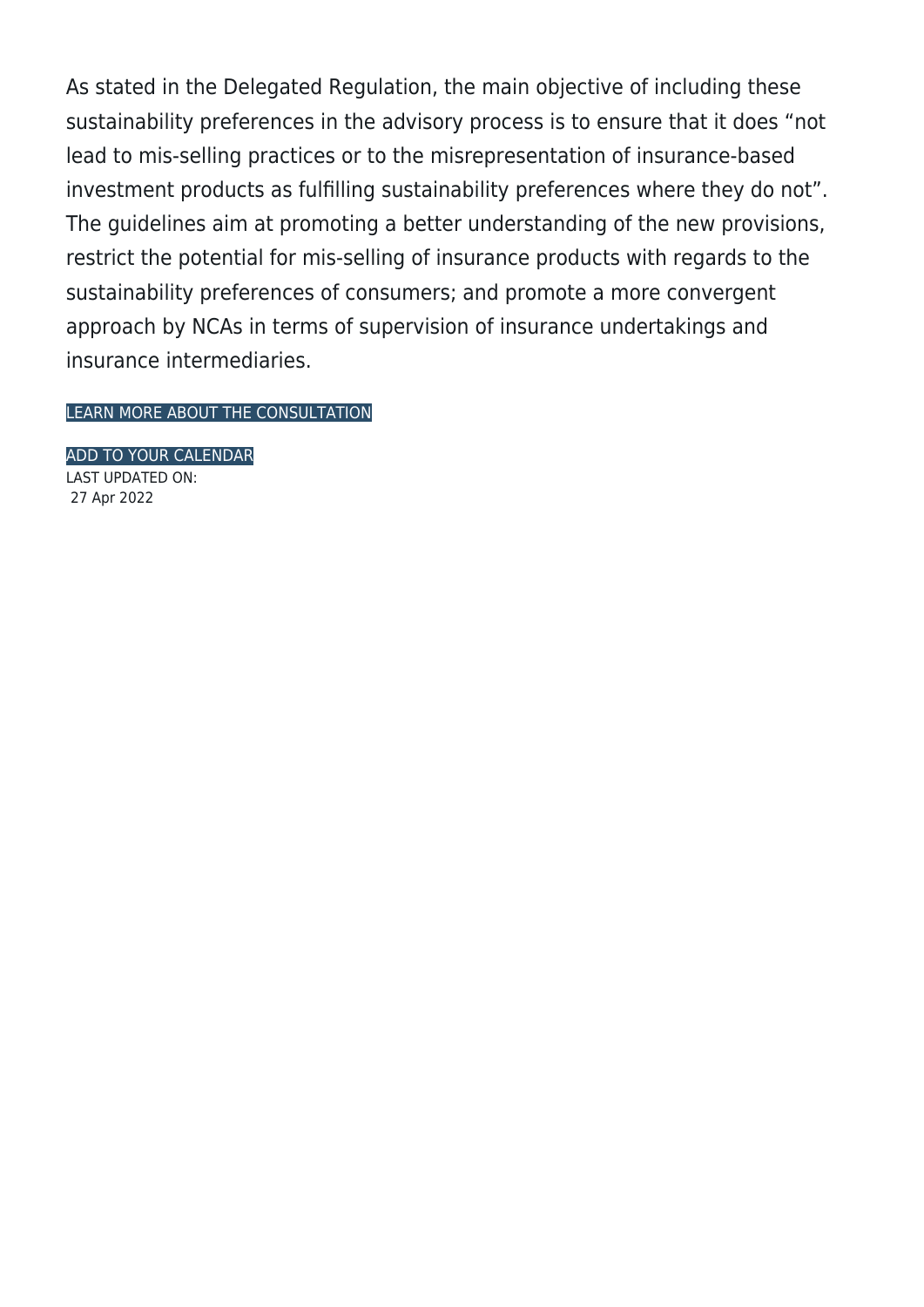As stated in the Delegated Regulation, the main objective of including these sustainability preferences in the advisory process is to ensure that it does "not lead to mis-selling practices or to the misrepresentation of insurance-based investment products as fulfilling sustainability preferences where they do not". The guidelines aim at promoting a better understanding of the new provisions, restrict the potential for mis-selling of insurance products with regards to the sustainability preferences of consumers; and promote a more convergent approach by NCAs in terms of supervision of insurance undertakings and insurance intermediaries.

LEARN MORE ABOUT THE CONSULTATION

ADD TO YOUR CALENDAR

LAST UPDATED ON:
27 Apr 2022